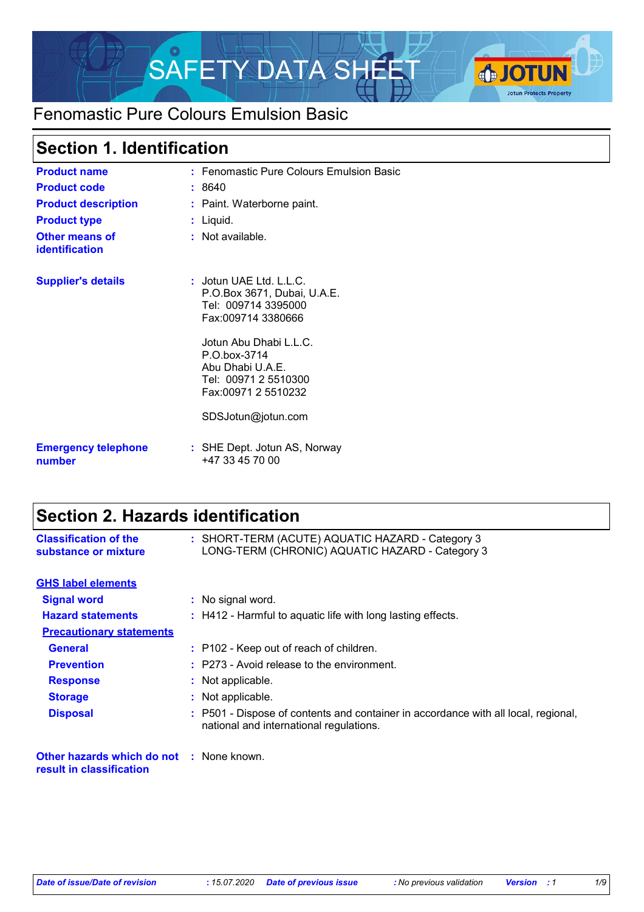# SAFETY DATA SHEET

Fenomastic Pure Colours Emulsion Basic

## Section 1. Identification

| | | |
|---|---|---|
| **Product name** | : | Fenomastic Pure Colours Emulsion Basic |
| **Product code** | : | 8640 |
| **Product description** | : | Paint. Waterborne paint. |
| **Product type** | : | Liquid. |
| **Other means of identification** | : | Not available. |
| **Supplier's details** | : | Jotun UAE Ltd. L.L.C.<br>P.O.Box 3671, Dubai, U.A.E.<br>Tel: 009714 3395000<br>Fax:009714 3380666<br><br>Jotun Abu Dhabi L.L.C.<br>P.O.box-3714<br>Abu Dhabi U.A.E.<br>Tel: 00971 2 5510300<br>Fax:00971 2 5510232<br><br>SDSJotun@jotun.com |
| **Emergency telephone number** | : | SHE Dept. Jotun AS, Norway<br>+47 33 45 70 00 |

## Section 2. Hazards identification

| | | |
|---|---|---|
| **Classification of the substance or mixture** | : | SHORT-TERM (ACUTE) AQUATIC HAZARD - Category 3<br>LONG-TERM (CHRONIC) AQUATIC HAZARD - Category 3 |

**GHS label elements**

| | | |
|---|---|---|
| **Signal word** | : | No signal word. |
| **Hazard statements** | : | H412 - Harmful to aquatic life with long lasting effects. |

**Precautionary statements**

| | | |
|---|---|---|
| **General** | : | P102 - Keep out of reach of children. |
| **Prevention** | : | P273 - Avoid release to the environment. |
| **Response** | : | Not applicable. |
| **Storage** | : | Not applicable. |
| **Disposal** | : | P501 - Dispose of contents and container in accordance with all local, regional, national and international regulations. |
| **Other hazards which do not result in classification** | : | None known. |

*Date of issue/Date of revision* : 15.07.2020 *Date of previous issue* : No previous validation *Version* : 1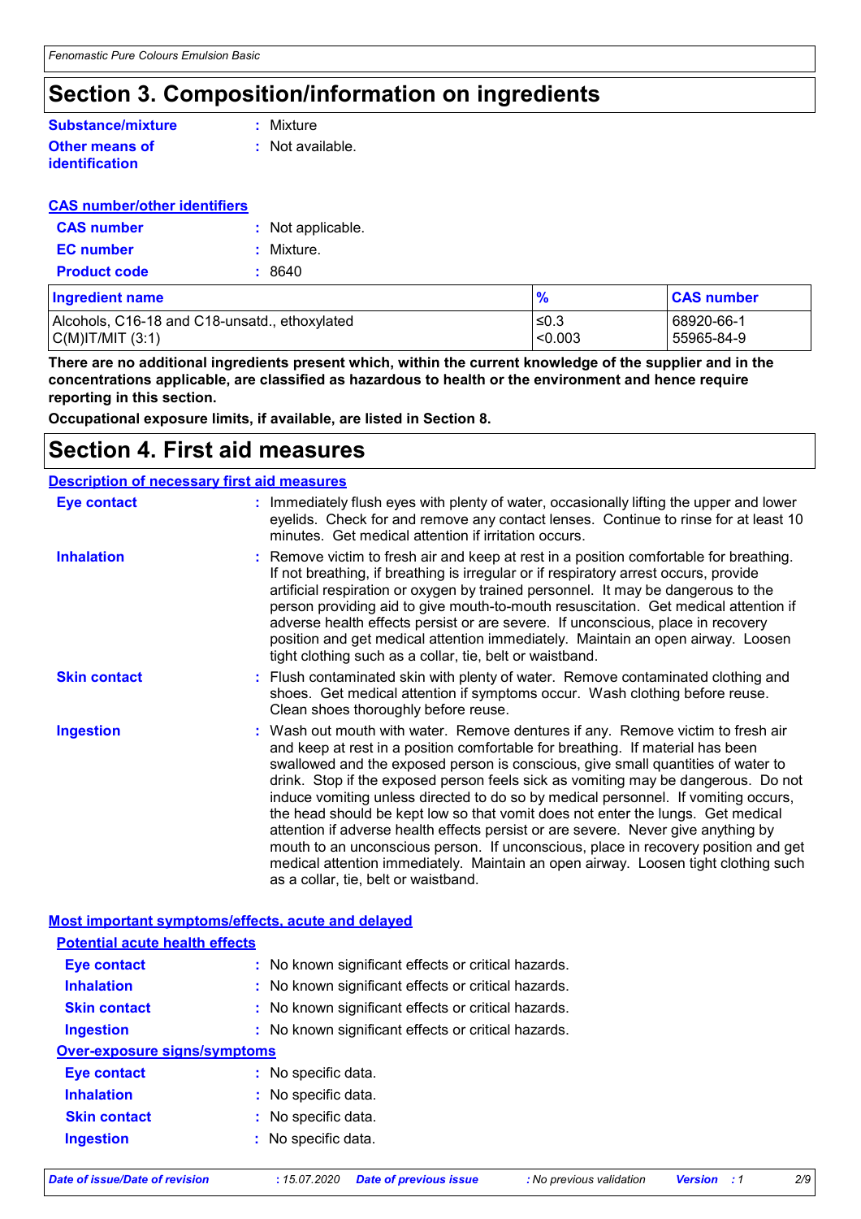# Section 3. Composition/information on ingredients

**Substance/mixture** : Mixture

**Other means of identification** : Not available.

**CAS number/other identifiers**

**CAS number** : Not applicable.

**EC number** : Mixture.

**Product code** : 8640

| Ingredient name | % | CAS number |
|---|---|---|
| Alcohols, C16-18 and C18-unsatd., ethoxylated | ≤0.3 | 68920-66-1 |
| C(M)IT/MIT (3:1) | <0.003 | 55965-84-9 |

**There are no additional ingredients present which, within the current knowledge of the supplier and in the concentrations applicable, are classified as hazardous to health or the environment and hence require reporting in this section.**

**Occupational exposure limits, if available, are listed in Section 8.**

# Section 4. First aid measures

**Description of necessary first aid measures**

**Eye contact** : Immediately flush eyes with plenty of water, occasionally lifting the upper and lower eyelids. Check for and remove any contact lenses. Continue to rinse for at least 10 minutes. Get medical attention if irritation occurs.

**Inhalation** : Remove victim to fresh air and keep at rest in a position comfortable for breathing. If not breathing, if breathing is irregular or if respiratory arrest occurs, provide artificial respiration or oxygen by trained personnel. It may be dangerous to the person providing aid to give mouth-to-mouth resuscitation. Get medical attention if adverse health effects persist or are severe. If unconscious, place in recovery position and get medical attention immediately. Maintain an open airway. Loosen tight clothing such as a collar, tie, belt or waistband.

**Skin contact** : Flush contaminated skin with plenty of water. Remove contaminated clothing and shoes. Get medical attention if symptoms occur. Wash clothing before reuse. Clean shoes thoroughly before reuse.

**Ingestion** : Wash out mouth with water. Remove dentures if any. Remove victim to fresh air and keep at rest in a position comfortable for breathing. If material has been swallowed and the exposed person is conscious, give small quantities of water to drink. Stop if the exposed person feels sick as vomiting may be dangerous. Do not induce vomiting unless directed to do so by medical personnel. If vomiting occurs, the head should be kept low so that vomit does not enter the lungs. Get medical attention if adverse health effects persist or are severe. Never give anything by mouth to an unconscious person. If unconscious, place in recovery position and get medical attention immediately. Maintain an open airway. Loosen tight clothing such as a collar, tie, belt or waistband.

**Most important symptoms/effects, acute and delayed**

**Potential acute health effects**

**Eye contact** : No known significant effects or critical hazards.

**Inhalation** : No known significant effects or critical hazards.

**Skin contact** : No known significant effects or critical hazards.

**Ingestion** : No known significant effects or critical hazards.

**Over-exposure signs/symptoms**

**Eye contact** : No specific data.

**Inhalation** : No specific data.

**Skin contact** : No specific data.

**Ingestion** : No specific data.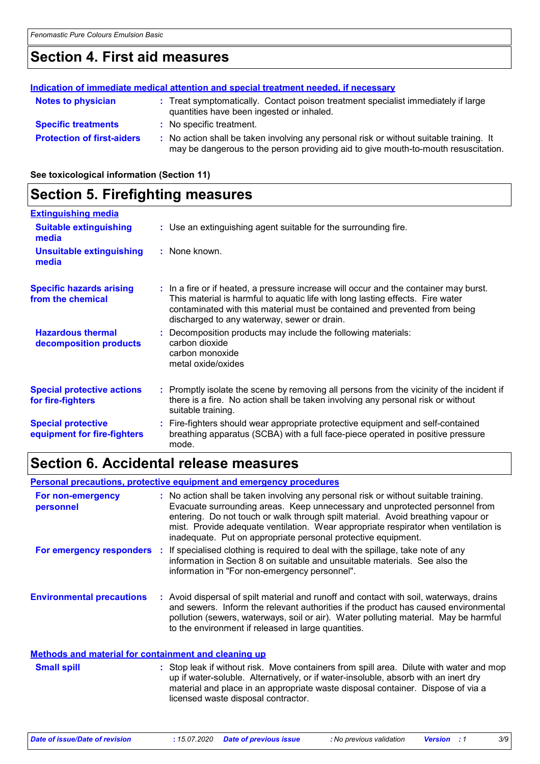## Section 4. First aid measures

**Indication of immediate medical attention and special treatment needed, if necessary**

**Notes to physician** : Treat symptomatically. Contact poison treatment specialist immediately if large quantities have been ingested or inhaled.

**Specific treatments** : No specific treatment.

**Protection of first-aiders** : No action shall be taken involving any personal risk or without suitable training. It may be dangerous to the person providing aid to give mouth-to-mouth resuscitation.

**See toxicological information (Section 11)**

## Section 5. Firefighting measures

**Extinguishing media**

**Suitable extinguishing media** : Use an extinguishing agent suitable for the surrounding fire.

**Unsuitable extinguishing media** : None known.

**Specific hazards arising from the chemical** : In a fire or if heated, a pressure increase will occur and the container may burst. This material is harmful to aquatic life with long lasting effects. Fire water contaminated with this material must be contained and prevented from being discharged to any waterway, sewer or drain.

**Hazardous thermal decomposition products** : Decomposition products may include the following materials:
carbon dioxide
carbon monoxide
metal oxide/oxides

**Special protective actions for fire-fighters** : Promptly isolate the scene by removing all persons from the vicinity of the incident if there is a fire. No action shall be taken involving any personal risk or without suitable training.

**Special protective equipment for fire-fighters** : Fire-fighters should wear appropriate protective equipment and self-contained breathing apparatus (SCBA) with a full face-piece operated in positive pressure mode.

## Section 6. Accidental release measures

**Personal precautions, protective equipment and emergency procedures**

**For non-emergency personnel** : No action shall be taken involving any personal risk or without suitable training. Evacuate surrounding areas. Keep unnecessary and unprotected personnel from entering. Do not touch or walk through spilt material. Avoid breathing vapour or mist. Provide adequate ventilation. Wear appropriate respirator when ventilation is inadequate. Put on appropriate personal protective equipment.

**For emergency responders** : If specialised clothing is required to deal with the spillage, take note of any information in Section 8 on suitable and unsuitable materials. See also the information in "For non-emergency personnel".

**Environmental precautions** : Avoid dispersal of spilt material and runoff and contact with soil, waterways, drains and sewers. Inform the relevant authorities if the product has caused environmental pollution (sewers, waterways, soil or air). Water polluting material. May be harmful to the environment if released in large quantities.

**Methods and material for containment and cleaning up**

**Small spill** : Stop leak if without risk. Move containers from spill area. Dilute with water and mop up if water-soluble. Alternatively, or if water-insoluble, absorb with an inert dry material and place in an appropriate waste disposal container. Dispose of via a licensed waste disposal contractor.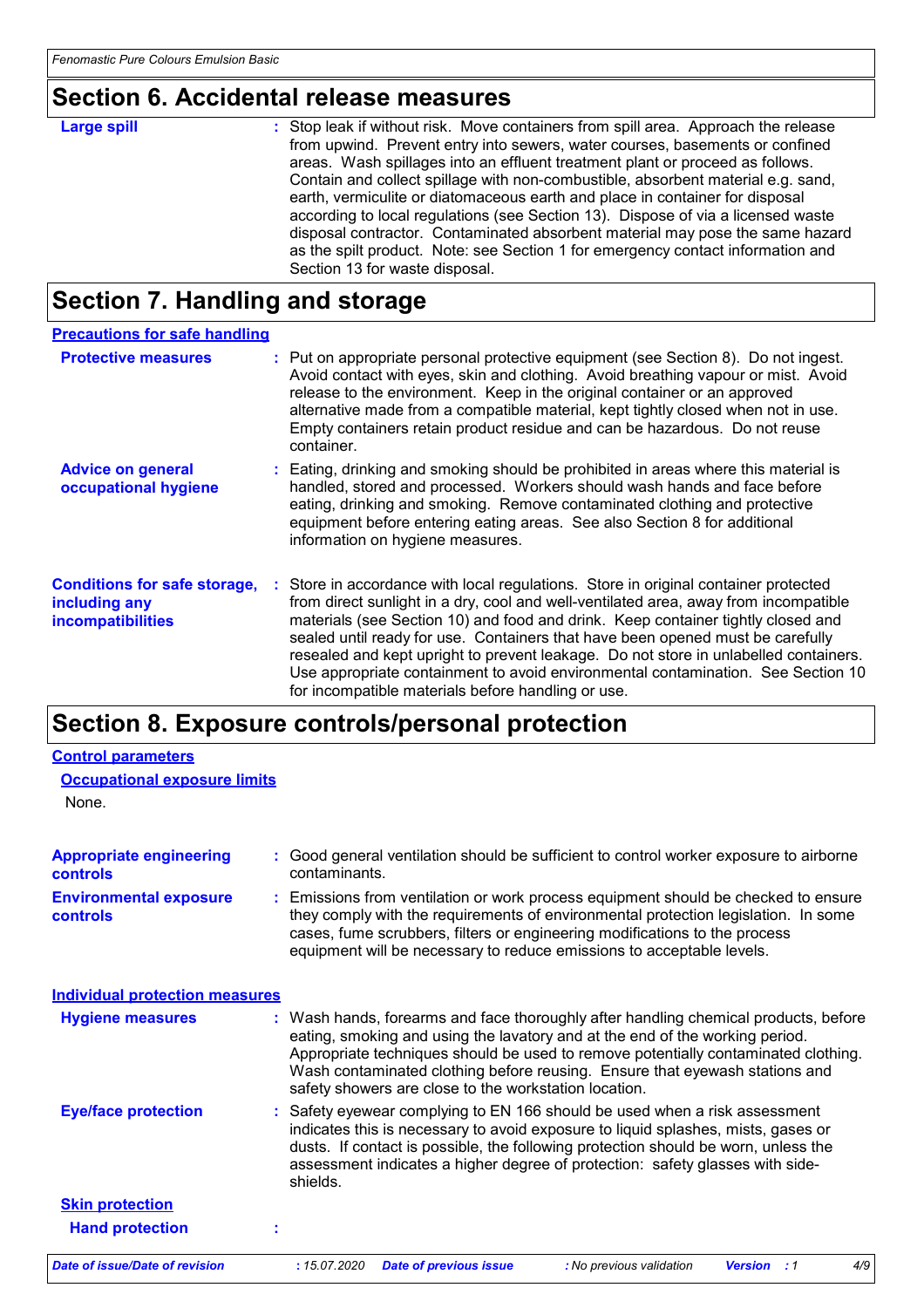## Section 6. Accidental release measures

**Large spill** : Stop leak if without risk. Move containers from spill area. Approach the release from upwind. Prevent entry into sewers, water courses, basements or confined areas. Wash spillages into an effluent treatment plant or proceed as follows. Contain and collect spillage with non-combustible, absorbent material e.g. sand, earth, vermiculite or diatomaceous earth and place in container for disposal according to local regulations (see Section 13). Dispose of via a licensed waste disposal contractor. Contaminated absorbent material may pose the same hazard as the spilt product. Note: see Section 1 for emergency contact information and Section 13 for waste disposal.

## Section 7. Handling and storage

### Precautions for safe handling

**Protective measures** : Put on appropriate personal protective equipment (see Section 8). Do not ingest. Avoid contact with eyes, skin and clothing. Avoid breathing vapour or mist. Avoid release to the environment. Keep in the original container or an approved alternative made from a compatible material, kept tightly closed when not in use. Empty containers retain product residue and can be hazardous. Do not reuse container.

**Advice on general occupational hygiene** : Eating, drinking and smoking should be prohibited in areas where this material is handled, stored and processed. Workers should wash hands and face before eating, drinking and smoking. Remove contaminated clothing and protective equipment before entering eating areas. See also Section 8 for additional information on hygiene measures.

**Conditions for safe storage, including any incompatibilities** : Store in accordance with local regulations. Store in original container protected from direct sunlight in a dry, cool and well-ventilated area, away from incompatible materials (see Section 10) and food and drink. Keep container tightly closed and sealed until ready for use. Containers that have been opened must be carefully resealed and kept upright to prevent leakage. Do not store in unlabelled containers. Use appropriate containment to avoid environmental contamination. See Section 10 for incompatible materials before handling or use.

## Section 8. Exposure controls/personal protection

### Control parameters

#### Occupational exposure limits

None.

**Appropriate engineering controls** : Good general ventilation should be sufficient to control worker exposure to airborne contaminants.

**Environmental exposure controls** : Emissions from ventilation or work process equipment should be checked to ensure they comply with the requirements of environmental protection legislation. In some cases, fume scrubbers, filters or engineering modifications to the process equipment will be necessary to reduce emissions to acceptable levels.

### Individual protection measures

**Hygiene measures** : Wash hands, forearms and face thoroughly after handling chemical products, before eating, smoking and using the lavatory and at the end of the working period. Appropriate techniques should be used to remove potentially contaminated clothing. Wash contaminated clothing before reusing. Ensure that eyewash stations and safety showers are close to the workstation location.

**Eye/face protection** : Safety eyewear complying to EN 166 should be used when a risk assessment indicates this is necessary to avoid exposure to liquid splashes, mists, gases or dusts. If contact is possible, the following protection should be worn, unless the assessment indicates a higher degree of protection: safety glasses with side-shields.

#### Skin protection

**Hand protection** :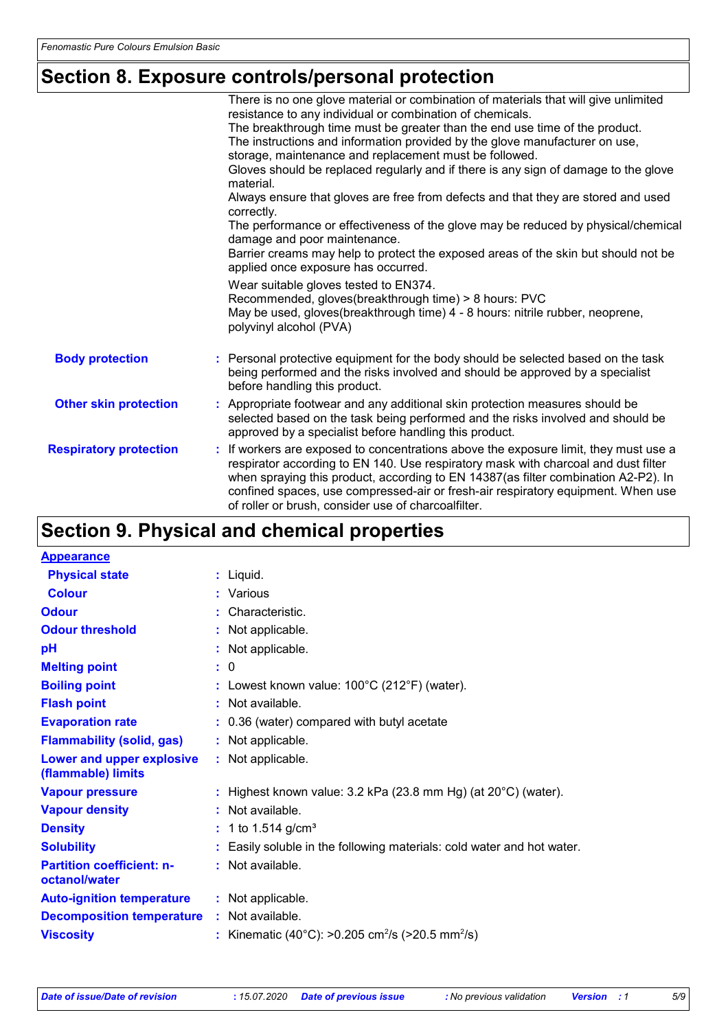## Section 8. Exposure controls/personal protection

There is no one glove material or combination of materials that will give unlimited resistance to any individual or combination of chemicals.
The breakthrough time must be greater than the end use time of the product.
The instructions and information provided by the glove manufacturer on use, storage, maintenance and replacement must be followed.
Gloves should be replaced regularly and if there is any sign of damage to the glove material.
Always ensure that gloves are free from defects and that they are stored and used correctly.
The performance or effectiveness of the glove may be reduced by physical/chemical damage and poor maintenance.
Barrier creams may help to protect the exposed areas of the skin but should not be applied once exposure has occurred.

Wear suitable gloves tested to EN374.
Recommended, gloves(breakthrough time) > 8 hours: PVC
May be used, gloves(breakthrough time) 4 - 8 hours: nitrile rubber, neoprene, polyvinyl alcohol (PVA)

**Body protection** : Personal protective equipment for the body should be selected based on the task being performed and the risks involved and should be approved by a specialist before handling this product.

**Other skin protection** : Appropriate footwear and any additional skin protection measures should be selected based on the task being performed and the risks involved and should be approved by a specialist before handling this product.

**Respiratory protection** : If workers are exposed to concentrations above the exposure limit, they must use a respirator according to EN 140. Use respiratory mask with charcoal and dust filter when spraying this product, according to EN 14387(as filter combination A2-P2). In confined spaces, use compressed-air or fresh-air respiratory equipment. When use of roller or brush, consider use of charcoalfilter.

## Section 9. Physical and chemical properties

**Appearance**

| | |
|---|---|
| **Physical state** | : Liquid. |
| **Colour** | : Various |
| **Odour** | : Characteristic. |
| **Odour threshold** | : Not applicable. |
| **pH** | : Not applicable. |
| **Melting point** | : 0 |
| **Boiling point** | : Lowest known value: 100°C (212°F) (water). |
| **Flash point** | : Not available. |
| **Evaporation rate** | : 0.36 (water) compared with butyl acetate |
| **Flammability (solid, gas)** | : Not applicable. |
| **Lower and upper explosive (flammable) limits** | : Not applicable. |
| **Vapour pressure** | : Highest known value: 3.2 kPa (23.8 mm Hg) (at 20°C) (water). |
| **Vapour density** | : Not available. |
| **Density** | : 1 to 1.514 g/cm³ |
| **Solubility** | : Easily soluble in the following materials: cold water and hot water. |
| **Partition coefficient: n-octanol/water** | : Not available. |
| **Auto-ignition temperature** | : Not applicable. |
| **Decomposition temperature** | : Not available. |
| **Viscosity** | : Kinematic (40°C): >0.205 $cm^2/s$ (>20.5 $mm^2/s$) |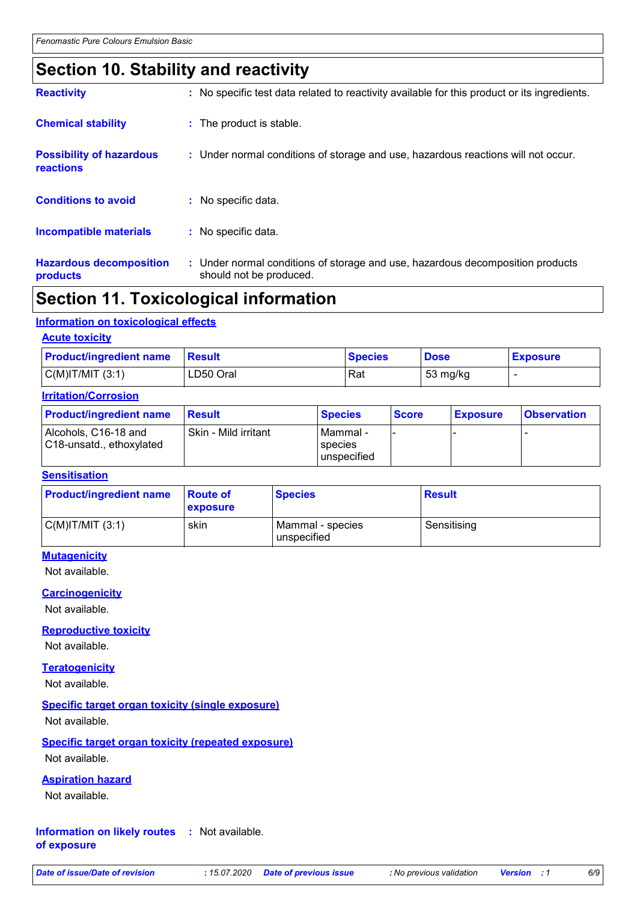## Section 10. Stability and reactivity

**Reactivity** : No specific test data related to reactivity available for this product or its ingredients.

**Chemical stability** : The product is stable.

**Possibility of hazardous reactions** : Under normal conditions of storage and use, hazardous reactions will not occur.

**Conditions to avoid** : No specific data.

**Incompatible materials** : No specific data.

**Hazardous decomposition products** : Under normal conditions of storage and use, hazardous decomposition products should not be produced.

## Section 11. Toxicological information

### Information on toxicological effects

#### Acute toxicity

| Product/ingredient name | Result | Species | Dose | Exposure |
|---|---|---|---|---|
| C(M)IT/MIT (3:1) | LD50 Oral | Rat | 53 mg/kg | - |

#### Irritation/Corrosion

| Product/ingredient name | Result | Species | Score | Exposure | Observation |
|---|---|---|---|---|---|
| Alcohols, C16-18 and C18-unsatd., ethoxylated | Skin - Mild irritant | Mammal - species unspecified | - | - | - |

#### Sensitisation

| Product/ingredient name | Route of exposure | Species | Result |
|---|---|---|---|
| C(M)IT/MIT (3:1) | skin | Mammal - species unspecified | Sensitising |

#### Mutagenicity

Not available.

#### Carcinogenicity

Not available.

#### Reproductive toxicity

Not available.

#### Teratogenicity

Not available.

#### Specific target organ toxicity (single exposure)

Not available.

#### Specific target organ toxicity (repeated exposure)

Not available.

#### Aspiration hazard

Not available.

**Information on likely routes of exposure** : Not available.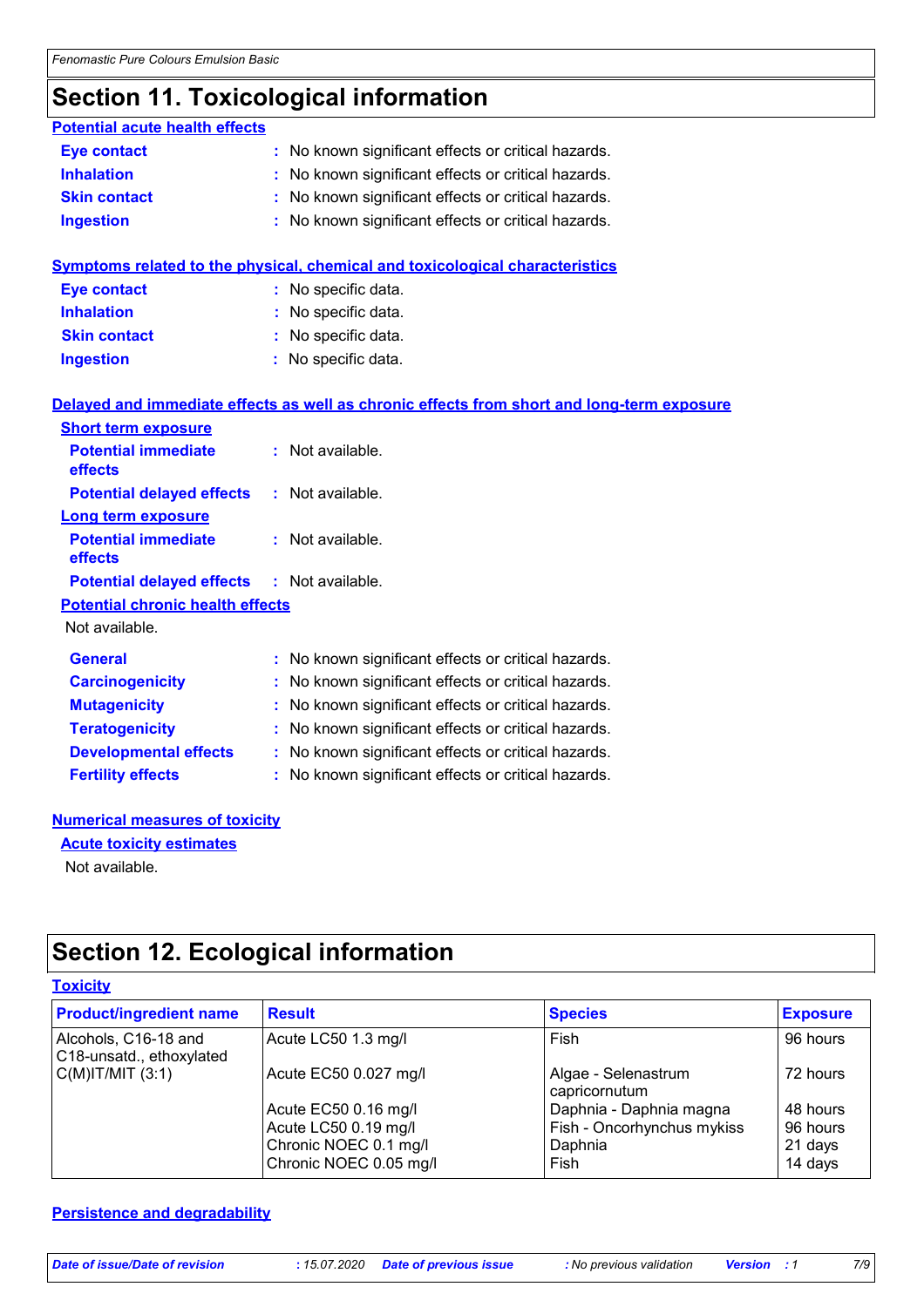# Section 11. Toxicological information

**Potential acute health effects**

| | |
|---|---|
| **Eye contact** | : No known significant effects or critical hazards. |
| **Inhalation** | : No known significant effects or critical hazards. |
| **Skin contact** | : No known significant effects or critical hazards. |
| **Ingestion** | : No known significant effects or critical hazards. |

**Symptoms related to the physical, chemical and toxicological characteristics**

| | |
|---|---|
| **Eye contact** | : No specific data. |
| **Inhalation** | : No specific data. |
| **Skin contact** | : No specific data. |
| **Ingestion** | : No specific data. |

**Delayed and immediate effects as well as chronic effects from short and long-term exposure**

**Short term exposure**

| | |
|---|---|
| **Potential immediate effects** | : Not available. |
| **Potential delayed effects** | : Not available. |

**Long term exposure**

| | |
|---|---|
| **Potential immediate effects** | : Not available. |
| **Potential delayed effects** | : Not available. |

**Potential chronic health effects**

Not available.

| | |
|---|---|
| **General** | : No known significant effects or critical hazards. |
| **Carcinogenicity** | : No known significant effects or critical hazards. |
| **Mutagenicity** | : No known significant effects or critical hazards. |
| **Teratogenicity** | : No known significant effects or critical hazards. |
| **Developmental effects** | : No known significant effects or critical hazards. |
| **Fertility effects** | : No known significant effects or critical hazards. |

**Numerical measures of toxicity**

**Acute toxicity estimates**

Not available.

# Section 12. Ecological information

**Toxicity**

| Product/ingredient name | Result | Species | Exposure |
|---|---|---|---|
| Alcohols, C16-18 and C18-unsatd., ethoxylated | Acute LC50 1.3 mg/l | Fish | 96 hours |
| C(M)IT/MIT (3:1) | Acute EC50 0.027 mg/l | Algae - Selenastrum capricornutum | 72 hours |
| | Acute EC50 0.16 mg/l | Daphnia - Daphnia magna | 48 hours |
| | Acute LC50 0.19 mg/l | Fish - Oncorhynchus mykiss | 96 hours |
| | Chronic NOEC 0.1 mg/l | Daphnia | 21 days |
| | Chronic NOEC 0.05 mg/l | Fish | 14 days |

**Persistence and degradability**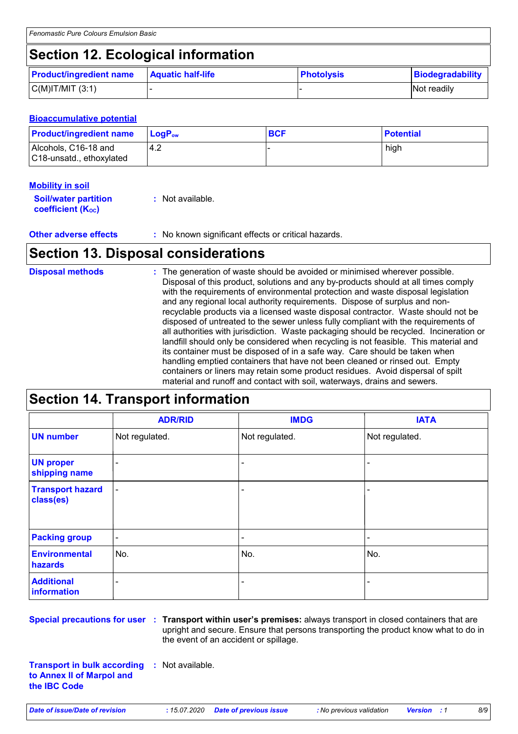## Section 12. Ecological information

| Product/ingredient name | Aquatic half-life | Photolysis | Biodegradability |
|---|---|---|---|
| C(M)IT/MIT (3:1) | - | - | Not readily |

### Bioaccumulative potential

| Product/ingredient name | $LogP_{ow}$ | BCF | Potential |
|---|---|---|---|
| Alcohols, C16-18 and C18-unsatd., ethoxylated | 4.2 | - | high |

### Mobility in soil

**Soil/water partition coefficient ($K_{OC}$)** : Not available.

**Other adverse effects** : No known significant effects or critical hazards.

## Section 13. Disposal considerations

**Disposal methods** : The generation of waste should be avoided or minimised wherever possible. Disposal of this product, solutions and any by-products should at all times comply with the requirements of environmental protection and waste disposal legislation and any regional local authority requirements. Dispose of surplus and non-recyclable products via a licensed waste disposal contractor. Waste should not be disposed of untreated to the sewer unless fully compliant with the requirements of all authorities with jurisdiction. Waste packaging should be recycled. Incineration or landfill should only be considered when recycling is not feasible. This material and its container must be disposed of in a safe way. Care should be taken when handling emptied containers that have not been cleaned or rinsed out. Empty containers or liners may retain some product residues. Avoid dispersal of spilt material and runoff and contact with soil, waterways, drains and sewers.

## Section 14. Transport information

| | ADR/RID | IMDG | IATA |
|---|---|---|---|
| UN number | Not regulated. | Not regulated. | Not regulated. |
| UN proper shipping name | - | - | - |
| Transport hazard class(es) | - | - | - |
| Packing group | - | - | - |
| Environmental hazards | No. | No. | No. |
| Additional information | - | - | - |

**Special precautions for user** : **Transport within user's premises:** always transport in closed containers that are upright and secure. Ensure that persons transporting the product know what to do in the event of an accident or spillage.

**Transport in bulk according to Annex II of Marpol and the IBC Code** : Not available.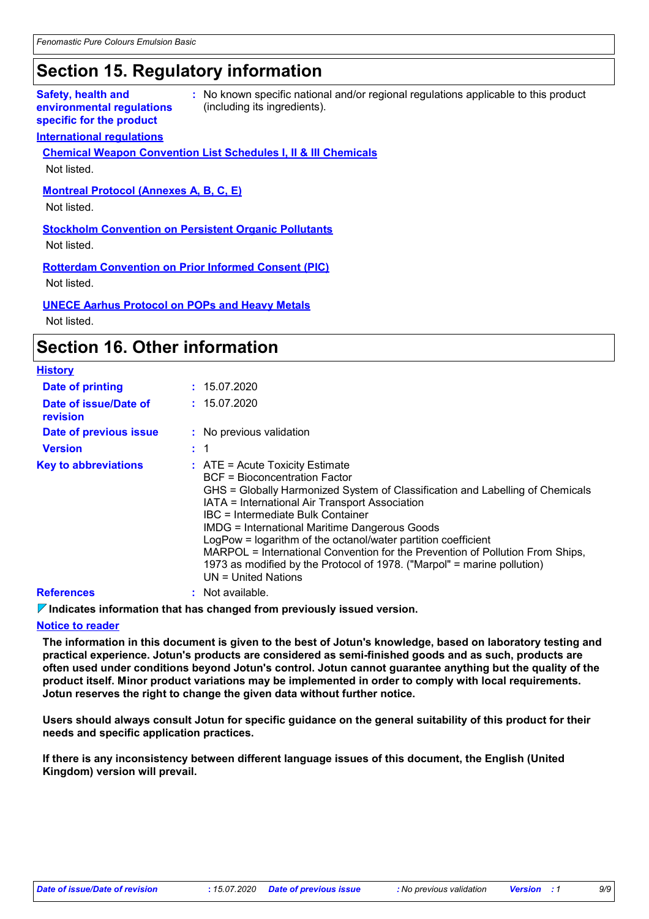# Section 15. Regulatory information

**Safety, health and environmental regulations specific for the product** : No known specific national and/or regional regulations applicable to this product (including its ingredients).

**International regulations**

**Chemical Weapon Convention List Schedules I, II & III Chemicals**

Not listed.

**Montreal Protocol (Annexes A, B, C, E)**

Not listed.

**Stockholm Convention on Persistent Organic Pollutants**

Not listed.

**Rotterdam Convention on Prior Informed Consent (PIC)**

Not listed.

**UNECE Aarhus Protocol on POPs and Heavy Metals**

Not listed.

# Section 16. Other information

**History**

**Date of printing** : 15.07.2020

**Date of issue/Date of revision** : 15.07.2020

**Date of previous issue** : No previous validation

**Version** : 1

**Key to abbreviations** : ATE = Acute Toxicity Estimate
BCF = Bioconcentration Factor
GHS = Globally Harmonized System of Classification and Labelling of Chemicals
IATA = International Air Transport Association
IBC = Intermediate Bulk Container
IMDG = International Maritime Dangerous Goods
LogPow = logarithm of the octanol/water partition coefficient
MARPOL = International Convention for the Prevention of Pollution From Ships, 1973 as modified by the Protocol of 1978. ("Marpol" = marine pollution)
UN = United Nations

**References** : Not available.

**Indicates information that has changed from previously issued version.**

**Notice to reader**

**The information in this document is given to the best of Jotun's knowledge, based on laboratory testing and practical experience. Jotun's products are considered as semi-finished goods and as such, products are often used under conditions beyond Jotun's control. Jotun cannot guarantee anything but the quality of the product itself. Minor product variations may be implemented in order to comply with local requirements. Jotun reserves the right to change the given data without further notice.**

**Users should always consult Jotun for specific guidance on the general suitability of this product for their needs and specific application practices.**

**If there is any inconsistency between different language issues of this document, the English (United Kingdom) version will prevail.**